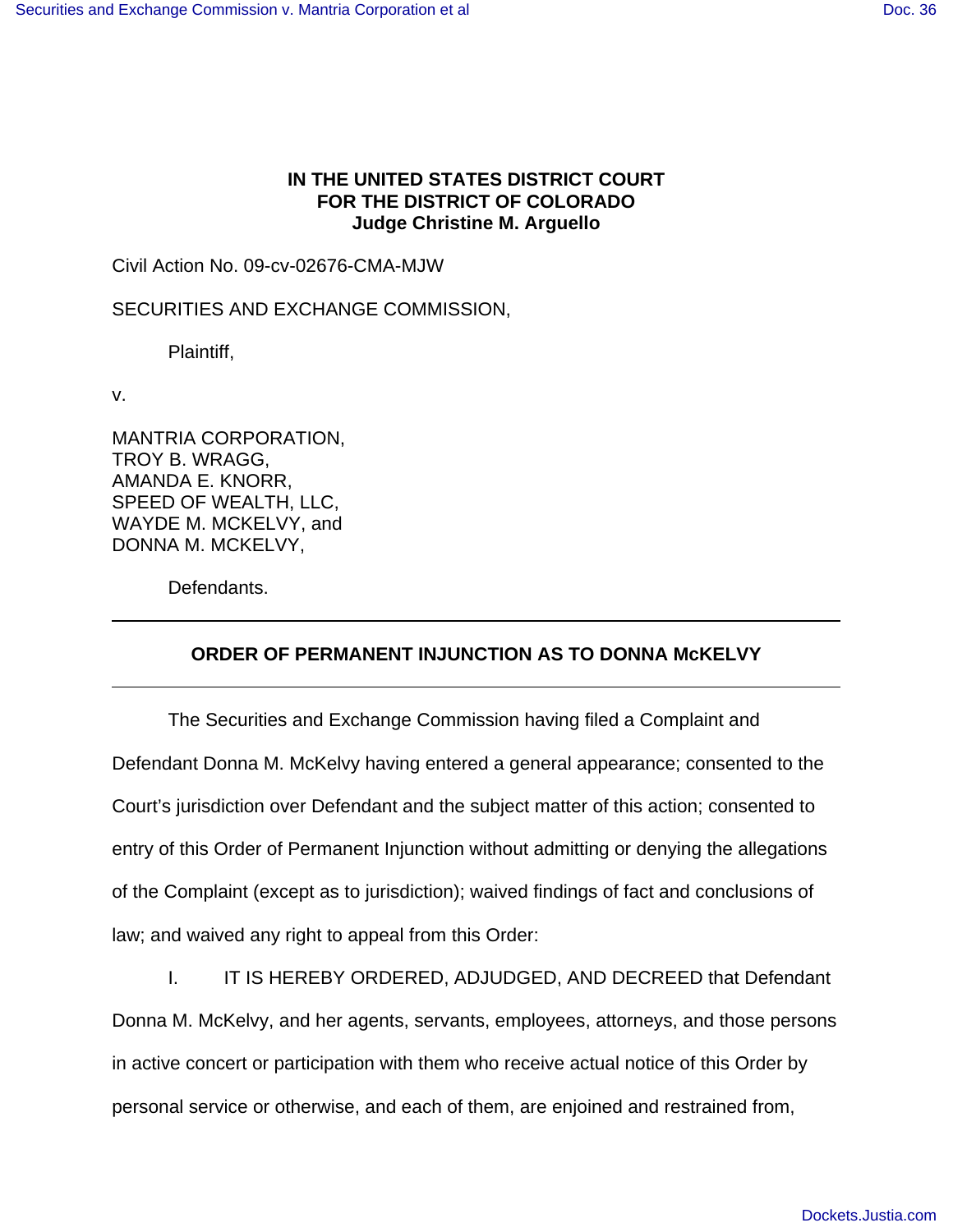**IN THE UNITED STATES DISTRICT COURT**
**FOR THE DISTRICT OF COLORADO**
**Judge Christine M. Arguello**

Civil Action No. 09-cv-02676-CMA-MJW

SECURITIES AND EXCHANGE COMMISSION,

Plaintiff,

v.

MANTRIA CORPORATION,
TROY B. WRAGG,
AMANDA E. KNORR,
SPEED OF WEALTH, LLC,
WAYDE M. MCKELVY, and
DONNA M. MCKELVY,

Defendants.

---

## ORDER OF PERMANENT INJUNCTION AS TO DONNA McKELVY

---

The Securities and Exchange Commission having filed a Complaint and Defendant Donna M. McKelvy having entered a general appearance; consented to the Court's jurisdiction over Defendant and the subject matter of this action; consented to entry of this Order of Permanent Injunction without admitting or denying the allegations of the Complaint (except as to jurisdiction); waived findings of fact and conclusions of law; and waived any right to appeal from this Order:

I. IT IS HEREBY ORDERED, ADJUDGED, AND DECREED that Defendant Donna M. McKelvy, and her agents, servants, employees, attorneys, and those persons in active concert or participation with them who receive actual notice of this Order by personal service or otherwise, and each of them, are enjoined and restrained from,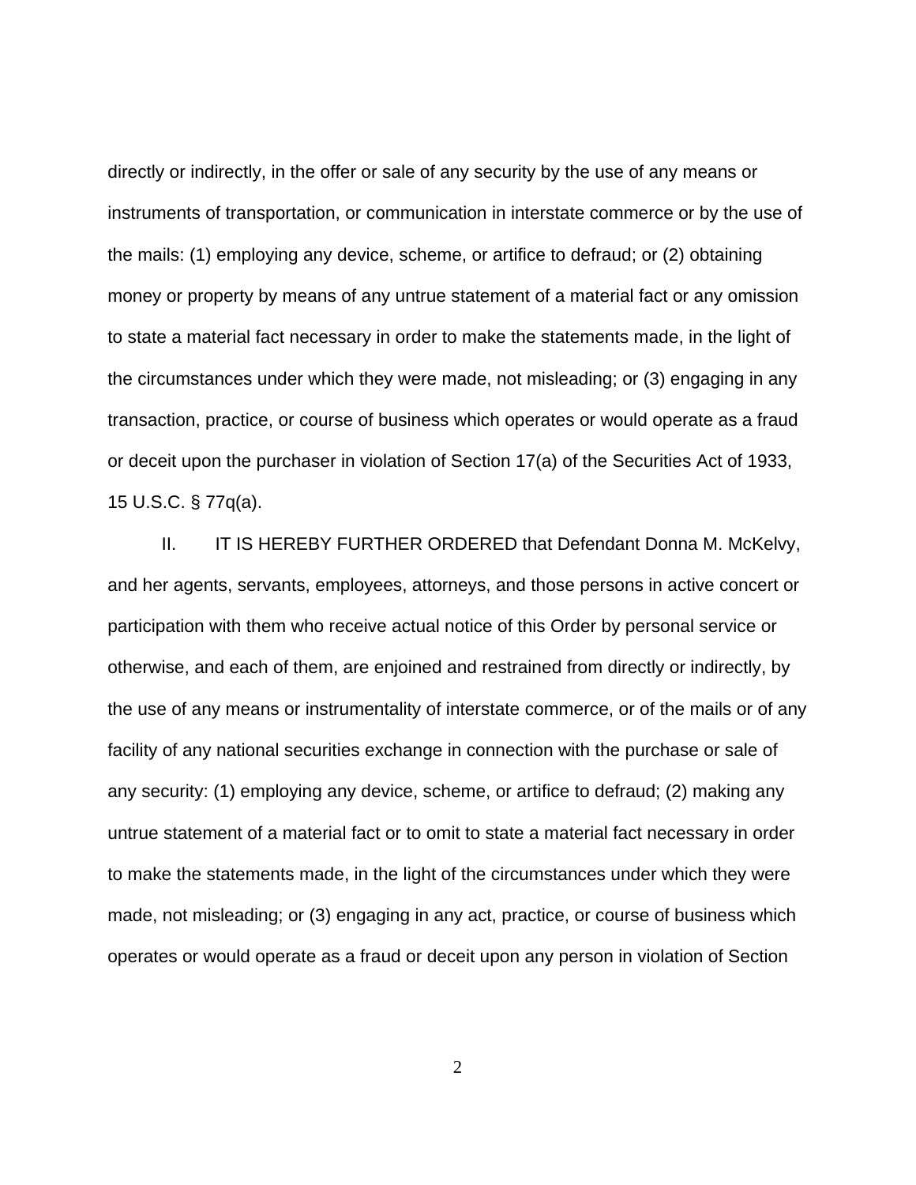directly or indirectly, in the offer or sale of any security by the use of any means or instruments of transportation, or communication in interstate commerce or by the use of the mails: (1) employing any device, scheme, or artifice to defraud; or (2) obtaining money or property by means of any untrue statement of a material fact or any omission to state a material fact necessary in order to make the statements made, in the light of the circumstances under which they were made, not misleading; or (3) engaging in any transaction, practice, or course of business which operates or would operate as a fraud or deceit upon the purchaser in violation of Section 17(a) of the Securities Act of 1933, 15 U.S.C. § 77q(a).

II. IT IS HEREBY FURTHER ORDERED that Defendant Donna M. McKelvy, and her agents, servants, employees, attorneys, and those persons in active concert or participation with them who receive actual notice of this Order by personal service or otherwise, and each of them, are enjoined and restrained from directly or indirectly, by the use of any means or instrumentality of interstate commerce, or of the mails or of any facility of any national securities exchange in connection with the purchase or sale of any security: (1) employing any device, scheme, or artifice to defraud; (2) making any untrue statement of a material fact or to omit to state a material fact necessary in order to make the statements made, in the light of the circumstances under which they were made, not misleading; or (3) engaging in any act, practice, or course of business which operates or would operate as a fraud or deceit upon any person in violation of Section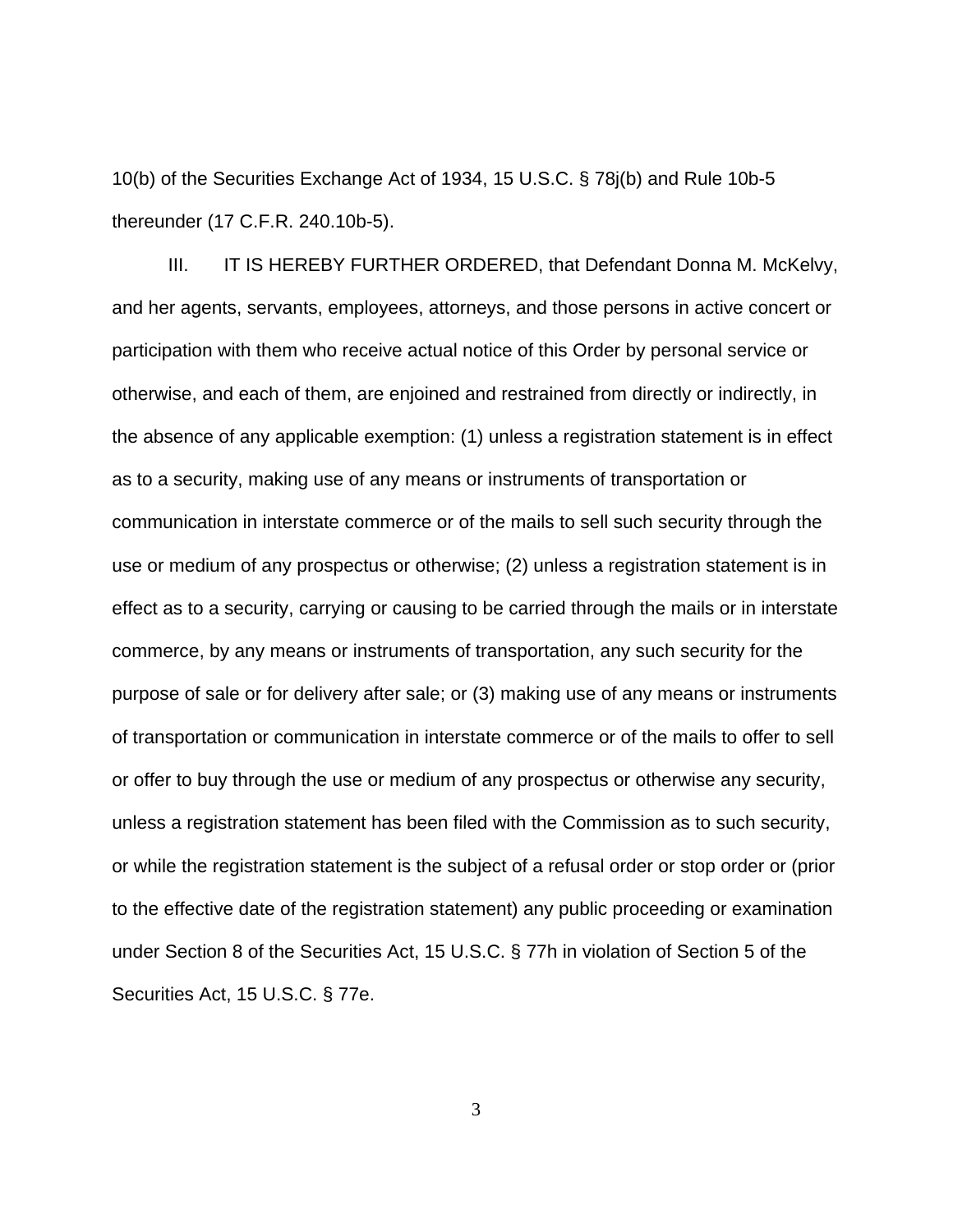10(b) of the Securities Exchange Act of 1934, 15 U.S.C. § 78j(b) and Rule 10b-5 thereunder (17 C.F.R. 240.10b-5).

III. IT IS HEREBY FURTHER ORDERED, that Defendant Donna M. McKelvy, and her agents, servants, employees, attorneys, and those persons in active concert or participation with them who receive actual notice of this Order by personal service or otherwise, and each of them, are enjoined and restrained from directly or indirectly, in the absence of any applicable exemption: (1) unless a registration statement is in effect as to a security, making use of any means or instruments of transportation or communication in interstate commerce or of the mails to sell such security through the use or medium of any prospectus or otherwise; (2) unless a registration statement is in effect as to a security, carrying or causing to be carried through the mails or in interstate commerce, by any means or instruments of transportation, any such security for the purpose of sale or for delivery after sale; or (3) making use of any means or instruments of transportation or communication in interstate commerce or of the mails to offer to sell or offer to buy through the use or medium of any prospectus or otherwise any security, unless a registration statement has been filed with the Commission as to such security, or while the registration statement is the subject of a refusal order or stop order or (prior to the effective date of the registration statement) any public proceeding or examination under Section 8 of the Securities Act, 15 U.S.C. § 77h in violation of Section 5 of the Securities Act, 15 U.S.C. § 77e.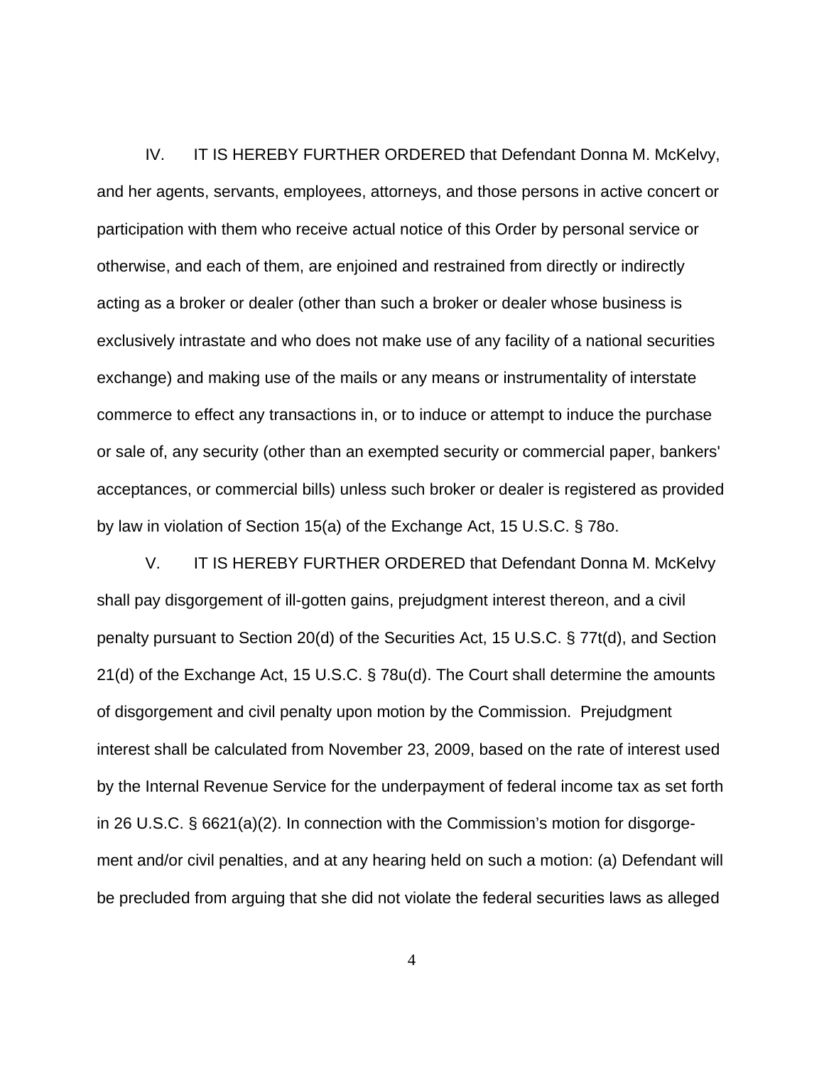IV. IT IS HEREBY FURTHER ORDERED that Defendant Donna M. McKelvy, and her agents, servants, employees, attorneys, and those persons in active concert or participation with them who receive actual notice of this Order by personal service or otherwise, and each of them, are enjoined and restrained from directly or indirectly acting as a broker or dealer (other than such a broker or dealer whose business is exclusively intrastate and who does not make use of any facility of a national securities exchange) and making use of the mails or any means or instrumentality of interstate commerce to effect any transactions in, or to induce or attempt to induce the purchase or sale of, any security (other than an exempted security or commercial paper, bankers' acceptances, or commercial bills) unless such broker or dealer is registered as provided by law in violation of Section 15(a) of the Exchange Act, 15 U.S.C. § 78o.

V. IT IS HEREBY FURTHER ORDERED that Defendant Donna M. McKelvy shall pay disgorgement of ill-gotten gains, prejudgment interest thereon, and a civil penalty pursuant to Section 20(d) of the Securities Act, 15 U.S.C. § 77t(d), and Section 21(d) of the Exchange Act, 15 U.S.C. § 78u(d). The Court shall determine the amounts of disgorgement and civil penalty upon motion by the Commission. Prejudgment interest shall be calculated from November 23, 2009, based on the rate of interest used by the Internal Revenue Service for the underpayment of federal income tax as set forth in 26 U.S.C. § 6621(a)(2). In connection with the Commission's motion for disgorgement and/or civil penalties, and at any hearing held on such a motion: (a) Defendant will be precluded from arguing that she did not violate the federal securities laws as alleged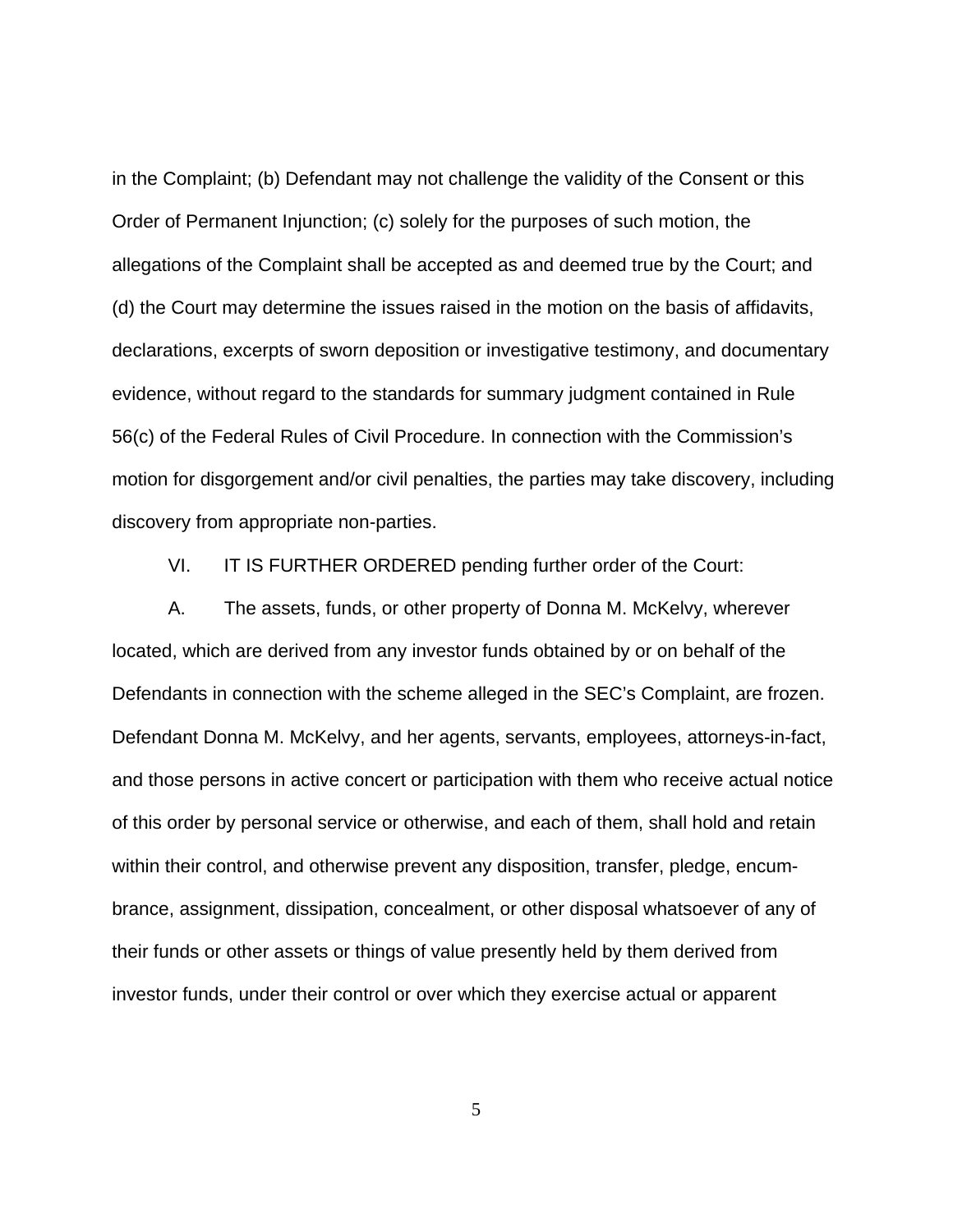in the Complaint; (b) Defendant may not challenge the validity of the Consent or this Order of Permanent Injunction; (c) solely for the purposes of such motion, the allegations of the Complaint shall be accepted as and deemed true by the Court; and (d) the Court may determine the issues raised in the motion on the basis of affidavits, declarations, excerpts of sworn deposition or investigative testimony, and documentary evidence, without regard to the standards for summary judgment contained in Rule 56(c) of the Federal Rules of Civil Procedure. In connection with the Commission's motion for disgorgement and/or civil penalties, the parties may take discovery, including discovery from appropriate non-parties.

VI. IT IS FURTHER ORDERED pending further order of the Court:

A. The assets, funds, or other property of Donna M. McKelvy, wherever located, which are derived from any investor funds obtained by or on behalf of the Defendants in connection with the scheme alleged in the SEC's Complaint, are frozen. Defendant Donna M. McKelvy, and her agents, servants, employees, attorneys-in-fact, and those persons in active concert or participation with them who receive actual notice of this order by personal service or otherwise, and each of them, shall hold and retain within their control, and otherwise prevent any disposition, transfer, pledge, encumbrance, assignment, dissipation, concealment, or other disposal whatsoever of any of their funds or other assets or things of value presently held by them derived from investor funds, under their control or over which they exercise actual or apparent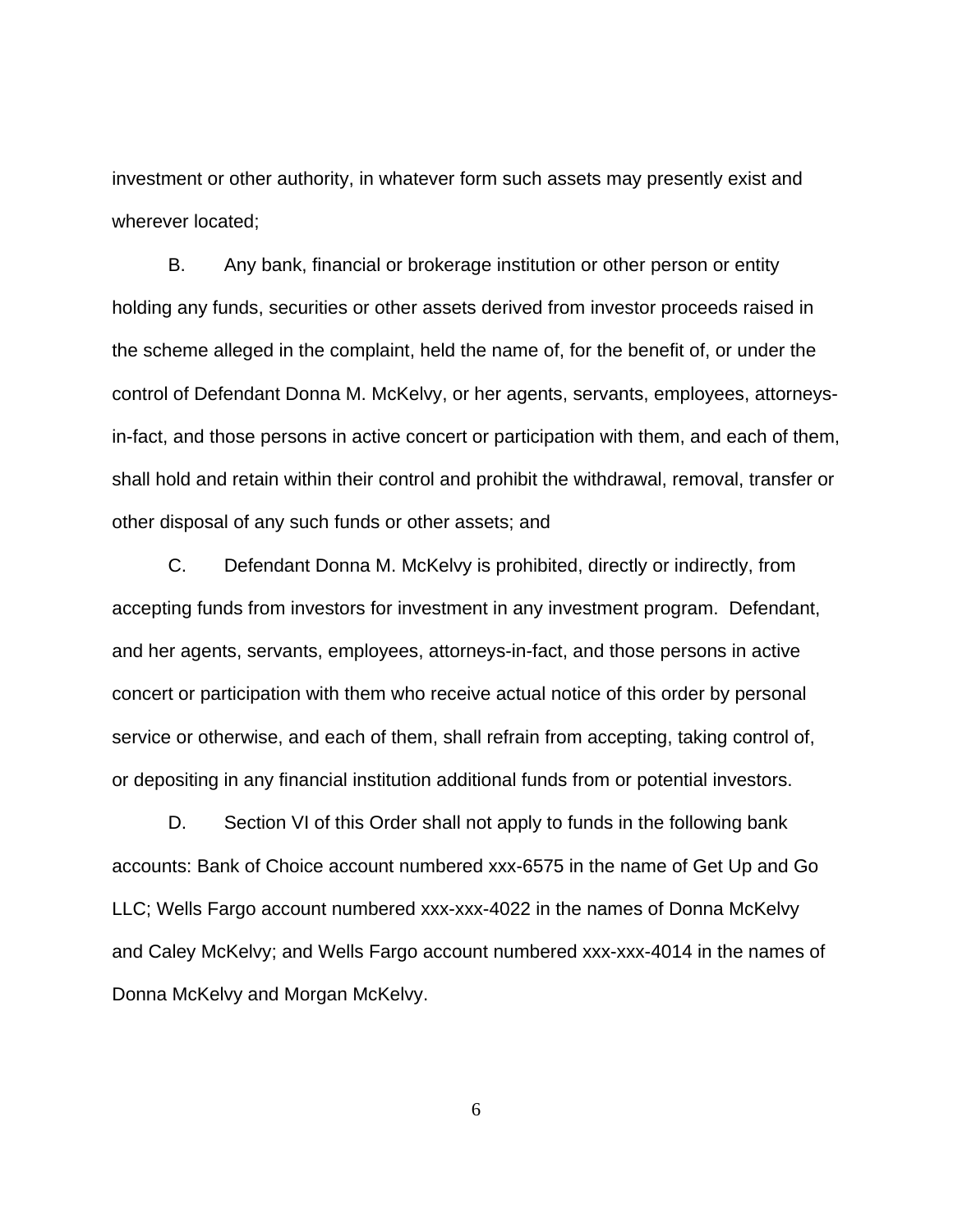investment or other authority, in whatever form such assets may presently exist and wherever located;

B. Any bank, financial or brokerage institution or other person or entity holding any funds, securities or other assets derived from investor proceeds raised in the scheme alleged in the complaint, held the name of, for the benefit of, or under the control of Defendant Donna M. McKelvy, or her agents, servants, employees, attorneys-in-fact, and those persons in active concert or participation with them, and each of them, shall hold and retain within their control and prohibit the withdrawal, removal, transfer or other disposal of any such funds or other assets; and

C. Defendant Donna M. McKelvy is prohibited, directly or indirectly, from accepting funds from investors for investment in any investment program. Defendant, and her agents, servants, employees, attorneys-in-fact, and those persons in active concert or participation with them who receive actual notice of this order by personal service or otherwise, and each of them, shall refrain from accepting, taking control of, or depositing in any financial institution additional funds from or potential investors.

D. Section VI of this Order shall not apply to funds in the following bank accounts: Bank of Choice account numbered xxx-6575 in the name of Get Up and Go LLC; Wells Fargo account numbered xxx-xxx-4022 in the names of Donna McKelvy and Caley McKelvy; and Wells Fargo account numbered xxx-xxx-4014 in the names of Donna McKelvy and Morgan McKelvy.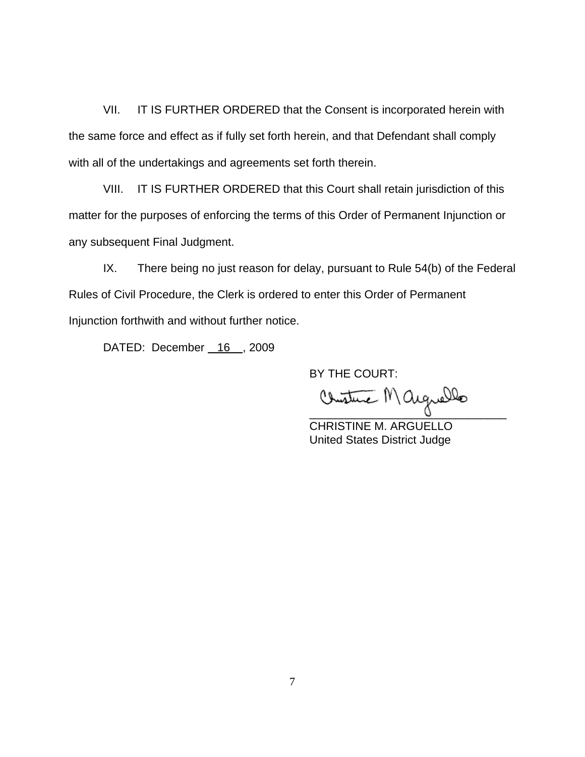VII. IT IS FURTHER ORDERED that the Consent is incorporated herein with the same force and effect as if fully set forth herein, and that Defendant shall comply with all of the undertakings and agreements set forth therein.

VIII. IT IS FURTHER ORDERED that this Court shall retain jurisdiction of this matter for the purposes of enforcing the terms of this Order of Permanent Injunction or any subsequent Final Judgment.

IX. There being no just reason for delay, pursuant to Rule 54(b) of the Federal Rules of Civil Procedure, the Clerk is ordered to enter this Order of Permanent Injunction forthwith and without further notice.

DATED: December 16, 2009

BY THE COURT:

Christine M Arguello

\_\_\_\_\_\_\_\_\_\_\_\_\_\_\_\_\_\_\_\_\_\_\_\_\_\_\_\_\_\_\_\_

CHRISTINE M. ARGUELLO
United States District Judge